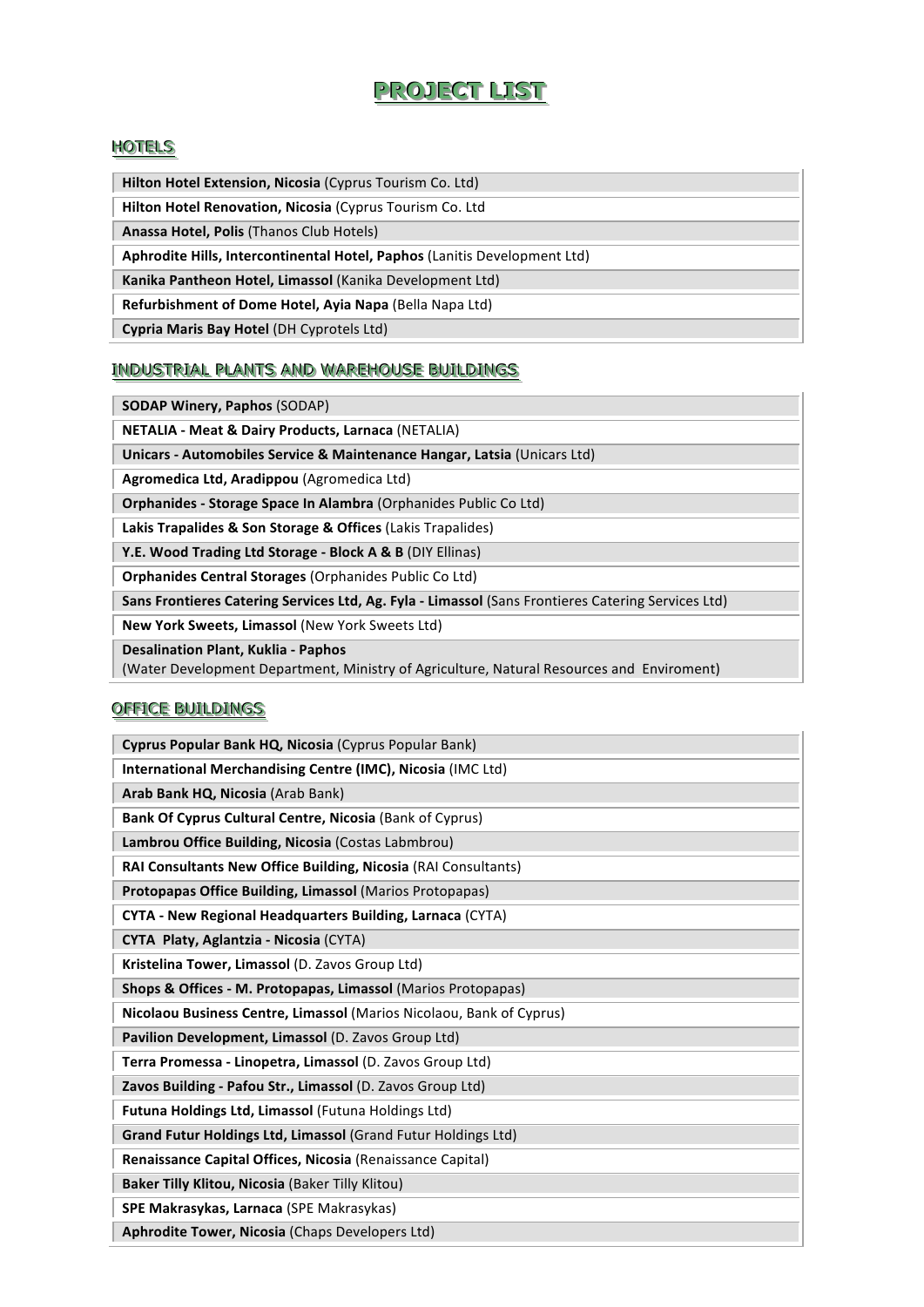# PROJECT LIST

## HOTELS

| |
|---|
| **Hilton Hotel Extension, Nicosia** (Cyprus Tourism Co. Ltd) |
| **Hilton Hotel Renovation, Nicosia** (Cyprus Tourism Co. Ltd |
| **Anassa Hotel, Polis** (Thanos Club Hotels) |
| **Aphrodite Hills, Intercontinental Hotel, Paphos** (Lanitis Development Ltd) |
| **Kanika Pantheon Hotel, Limassol** (Kanika Development Ltd) |
| **Refurbishment of Dome Hotel, Ayia Napa** (Bella Napa Ltd) |
| **Cypria Maris Bay Hotel** (DH Cyprotels Ltd) |

## INDUSTRIAL PLANTS AND WAREHOUSE BUILDINGS

| |
|---|
| **SODAP Winery, Paphos** (SODAP) |
| **NETALIA - Meat & Dairy Products, Larnaca** (NETALIA) |
| **Unicars - Automobiles Service & Maintenance Hangar, Latsia** (Unicars Ltd) |
| **Agromedica Ltd, Aradippou** (Agromedica Ltd) |
| **Orphanides - Storage Space In Alambra** (Orphanides Public Co Ltd) |
| **Lakis Trapalides & Son Storage & Offices** (Lakis Trapalides) |
| **Y.E. Wood Trading Ltd Storage - Block A & B** (DIY Ellinas) |
| **Orphanides Central Storages** (Orphanides Public Co Ltd) |
| **Sans Frontieres Catering Services Ltd, Ag. Fyla - Limassol** (Sans Frontieres Catering Services Ltd) |
| **New York Sweets, Limassol** (New York Sweets Ltd) |
| **Desalination Plant, Kuklia - Paphos** (Water Development Department, Ministry of Agriculture, Natural Resources and Enviroment) |

## OFFICE BUILDINGS

| |
|---|
| **Cyprus Popular Bank HQ, Nicosia** (Cyprus Popular Bank) |
| **International Merchandising Centre (IMC), Nicosia** (IMC Ltd) |
| **Arab Bank HQ, Nicosia** (Arab Bank) |
| **Bank Of Cyprus Cultural Centre, Nicosia** (Bank of Cyprus) |
| **Lambrou Office Building, Nicosia** (Costas Labmbrou) |
| **RAI Consultants New Office Building, Nicosia** (RAI Consultants) |
| **Protopapas Office Building, Limassol** (Marios Protopapas) |
| **CYTA - New Regional Headquarters Building, Larnaca** (CYTA) |
| **CYTA Platy, Aglantzia - Nicosia** (CYTA) |
| **Kristelina Tower, Limassol** (D. Zavos Group Ltd) |
| **Shops & Offices - M. Protopapas, Limassol** (Marios Protopapas) |
| **Nicolaou Business Centre, Limassol** (Marios Nicolaou, Bank of Cyprus) |
| **Pavilion Development, Limassol** (D. Zavos Group Ltd) |
| **Terra Promessa - Linopetra, Limassol** (D. Zavos Group Ltd) |
| **Zavos Building - Pafou Str., Limassol** (D. Zavos Group Ltd) |
| **Futuna Holdings Ltd, Limassol** (Futuna Holdings Ltd) |
| **Grand Futur Holdings Ltd, Limassol** (Grand Futur Holdings Ltd) |
| **Renaissance Capital Offices, Nicosia** (Renaissance Capital) |
| **Baker Tilly Klitou, Nicosia** (Baker Tilly Klitou) |
| **SPE Makrasykas, Larnaca** (SPE Makrasykas) |
| **Aphrodite Tower, Nicosia** (Chaps Developers Ltd) |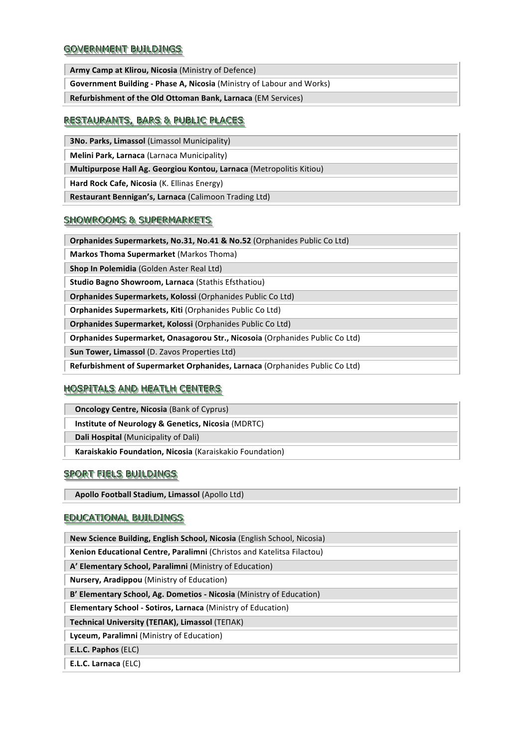## GOVERNMENT BUILDINGS

**Army Camp at Klirou, Nicosia** (Ministry of Defence)

**Government Building - Phase A, Nicosia** (Ministry of Labour and Works)

**Refurbishment of the Old Ottoman Bank, Larnaca** (EM Services)

## RESTAURANTS, BARS & PUBLIC PLACES

**3No. Parks, Limassol** (Limassol Municipality)

**Melini Park, Larnaca** (Larnaca Municipality)

**Multipurpose Hall Ag. Georgiou Kontou, Larnaca** (Metropolitis Kitiou)

**Hard Rock Cafe, Nicosia** (K. Ellinas Energy)

**Restaurant Bennigan's, Larnaca** (Calimoon Trading Ltd)

## SHOWROOMS & SUPERMARKETS

**Orphanides Supermarkets, No.31, No.41 & No.52** (Orphanides Public Co Ltd)

**Markos Thoma Supermarket** (Markos Thoma)

**Shop In Polemidia** (Golden Aster Real Ltd)

**Studio Bagno Showroom, Larnaca** (Stathis Efsthatiou)

**Orphanides Supermarkets, Kolossi** (Orphanides Public Co Ltd)

**Orphanides Supermarkets, Kiti** (Orphanides Public Co Ltd)

**Orphanides Supermarket, Kolossi** (Orphanides Public Co Ltd)

**Orphanides Supermarket, Onasagorou Str., Nicosoia** (Orphanides Public Co Ltd)

**Sun Tower, Limassol** (D. Zavos Properties Ltd)

**Refurbishment of Supermarket Orphanides, Larnaca** (Orphanides Public Co Ltd)

## HOSPITALS AND HEATLH CENTERS

**Oncology Centre, Nicosia** (Bank of Cyprus)

**Institute of Neurology & Genetics, Nicosia** (MDRTC)

**Dali Hospital** (Municipality of Dali)

**Karaiskakio Foundation, Nicosia** (Karaiskakio Foundation)

## SPORT FIELS BUILDINGS

**Apollo Football Stadium, Limassol** (Apollo Ltd)

## EDUCATIONAL BUILDINGS

**New Science Building, English School, Nicosia** (English School, Nicosia)

**Xenion Educational Centre, Paralimni** (Christos and Katelitsa Filactou)

**A' Elementary School, Paralimni** (Ministry of Education)

**Nursery, Aradippou** (Ministry of Education)

**B' Elementary School, Ag. Dometios - Nicosia** (Ministry of Education)

**Elementary School - Sotiros, Larnaca** (Ministry of Education)

**Technical University (ΤΕΠΑΚ), Limassol** (ΤΕΠΑΚ)

**Lyceum, Paralimni** (Ministry of Education)

**E.L.C. Paphos** (ELC)

**E.L.C. Larnaca** (ELC)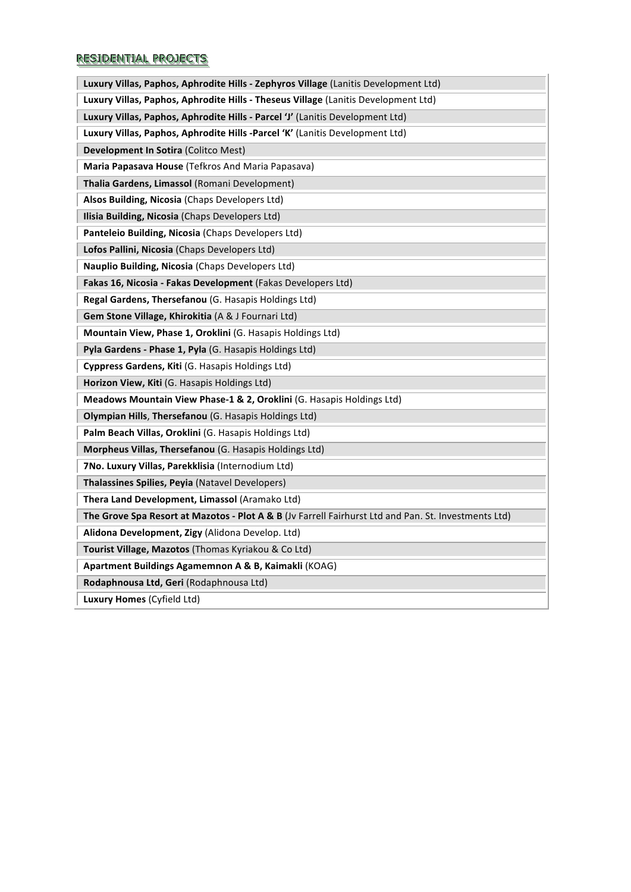## RESIDENTIAL PROJECTS

| |
|---|
| **Luxury Villas, Paphos, Aphrodite Hills - Zephyros Village** (Lanitis Development Ltd) |
| **Luxury Villas, Paphos, Aphrodite Hills - Theseus Village** (Lanitis Development Ltd) |
| **Luxury Villas, Paphos, Aphrodite Hills - Parcel 'J'** (Lanitis Development Ltd) |
| **Luxury Villas, Paphos, Aphrodite Hills -Parcel 'K'** (Lanitis Development Ltd) |
| **Development In Sotira** (Colitco Mest) |
| **Maria Papasava House** (Tefkros And Maria Papasava) |
| **Thalia Gardens, Limassol** (Romani Development) |
| **Alsos Building, Nicosia** (Chaps Developers Ltd) |
| **Ilisia Building, Nicosia** (Chaps Developers Ltd) |
| **Panteleio Building, Nicosia** (Chaps Developers Ltd) |
| **Lofos Pallini, Nicosia** (Chaps Developers Ltd) |
| **Nauplio Building, Nicosia** (Chaps Developers Ltd) |
| **Fakas 16, Nicosia - Fakas Development** (Fakas Developers Ltd) |
| **Regal Gardens, Thersefanou** (G. Hasapis Holdings Ltd) |
| **Gem Stone Village, Khirokitia** (A & J Fournari Ltd) |
| **Mountain View, Phase 1, Oroklini** (G. Hasapis Holdings Ltd) |
| **Pyla Gardens - Phase 1, Pyla** (G. Hasapis Holdings Ltd) |
| **Cyppress Gardens, Kiti** (G. Hasapis Holdings Ltd) |
| **Horizon View, Kiti** (G. Hasapis Holdings Ltd) |
| **Meadows Mountain View Phase-1 & 2, Oroklini** (G. Hasapis Holdings Ltd) |
| **Olympian Hills**, **Thersefanou** (G. Hasapis Holdings Ltd) |
| **Palm Beach Villas, Oroklini** (G. Hasapis Holdings Ltd) |
| **Morpheus Villas, Thersefanou** (G. Hasapis Holdings Ltd) |
| **7No. Luxury Villas, Parekklisia** (Internodium Ltd) |
| **Thalassines Spilies, Peyia** (Natavel Developers) |
| **Thera Land Development, Limassol** (Aramako Ltd) |
| **The Grove Spa Resort at Mazotos - Plot A & B** (Jv Farrell Fairhurst Ltd and Pan. St. Investments Ltd) |
| **Alidona Development, Zigy** (Alidona Develop. Ltd) |
| **Tourist Village, Mazotos** (Thomas Kyriakou & Co Ltd) |
| **Apartment Buildings Agamemnon A & B, Kaimakli** (KOAG) |
| **Rodaphnousa Ltd, Geri** (Rodaphnousa Ltd) |
| **Luxury Homes** (Cyfield Ltd) |